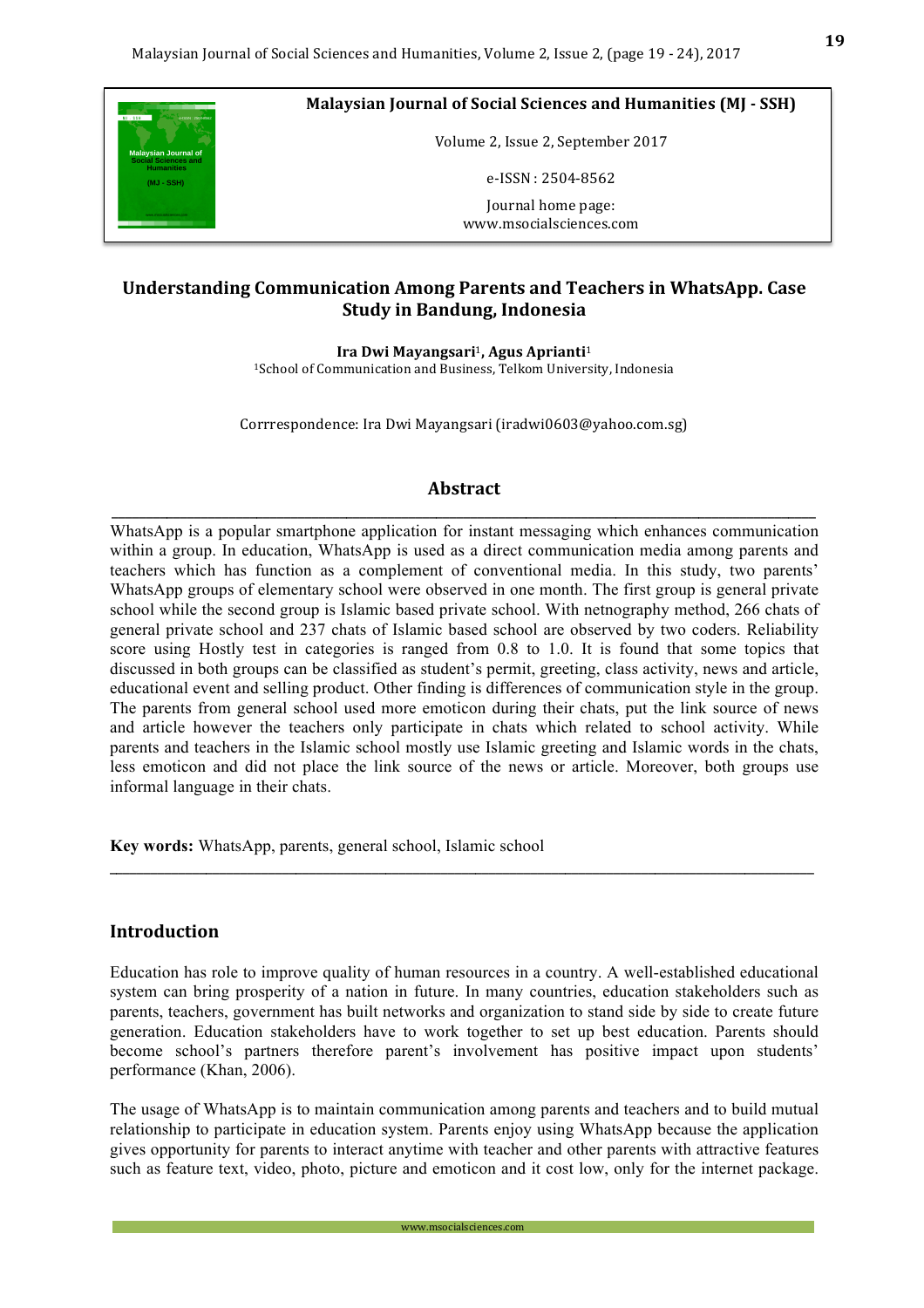**Malaysian Journal of Social Sciences and Humanities (MJ - SSH)**

Volume 2, Issue 2, September 2017

e-ISSN : 2504-8562

Journal home page:
www.msocialsciences.com

# Understanding Communication Among Parents and Teachers in WhatsApp. Case Study in Bandung, Indonesia

**Ira Dwi Mayangsari[1], Agus Aprianti[1]**
[1]School of Communication and Business, Telkom University, Indonesia

Corrrespondence: Ira Dwi Mayangsari (iradwi0603@yahoo.com.sg)

## Abstract

WhatsApp is a popular smartphone application for instant messaging which enhances communication within a group. In education, WhatsApp is used as a direct communication media among parents and teachers which has function as a complement of conventional media. In this study, two parents' WhatsApp groups of elementary school were observed in one month. The first group is general private school while the second group is Islamic based private school. With netnography method, 266 chats of general private school and 237 chats of Islamic based school are observed by two coders. Reliability score using Hostly test in categories is ranged from 0.8 to 1.0. It is found that some topics that discussed in both groups can be classified as student's permit, greeting, class activity, news and article, educational event and selling product. Other finding is differences of communication style in the group. The parents from general school used more emoticon during their chats, put the link source of news and article however the teachers only participate in chats which related to school activity. While parents and teachers in the Islamic school mostly use Islamic greeting and Islamic words in the chats, less emoticon and did not place the link source of the news or article. Moreover, both groups use informal language in their chats.

**Key words:** WhatsApp, parents, general school, Islamic school

## Introduction

Education has role to improve quality of human resources in a country. A well-established educational system can bring prosperity of a nation in future. In many countries, education stakeholders such as parents, teachers, government has built networks and organization to stand side by side to create future generation. Education stakeholders have to work together to set up best education. Parents should become school's partners therefore parent's involvement has positive impact upon students' performance (Khan, 2006).

The usage of WhatsApp is to maintain communication among parents and teachers and to build mutual relationship to participate in education system. Parents enjoy using WhatsApp because the application gives opportunity for parents to interact anytime with teacher and other parents with attractive features such as feature text, video, photo, picture and emoticon and it cost low, only for the internet package.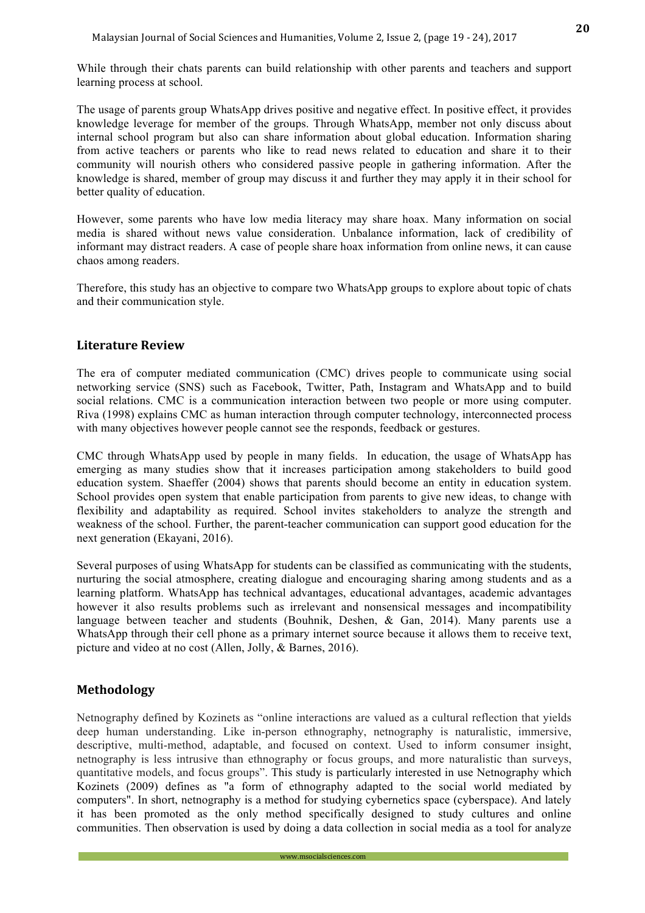While through their chats parents can build relationship with other parents and teachers and support learning process at school.

The usage of parents group WhatsApp drives positive and negative effect. In positive effect, it provides knowledge leverage for member of the groups. Through WhatsApp, member not only discuss about internal school program but also can share information about global education. Information sharing from active teachers or parents who like to read news related to education and share it to their community will nourish others who considered passive people in gathering information. After the knowledge is shared, member of group may discuss it and further they may apply it in their school for better quality of education.

However, some parents who have low media literacy may share hoax. Many information on social media is shared without news value consideration. Unbalance information, lack of credibility of informant may distract readers. A case of people share hoax information from online news, it can cause chaos among readers.

Therefore, this study has an objective to compare two WhatsApp groups to explore about topic of chats and their communication style.

## Literature Review

The era of computer mediated communication (CMC) drives people to communicate using social networking service (SNS) such as Facebook, Twitter, Path, Instagram and WhatsApp and to build social relations. CMC is a communication interaction between two people or more using computer. Riva (1998) explains CMC as human interaction through computer technology, interconnected process with many objectives however people cannot see the responds, feedback or gestures.

CMC through WhatsApp used by people in many fields. In education, the usage of WhatsApp has emerging as many studies show that it increases participation among stakeholders to build good education system. Shaeffer (2004) shows that parents should become an entity in education system. School provides open system that enable participation from parents to give new ideas, to change with flexibility and adaptability as required. School invites stakeholders to analyze the strength and weakness of the school. Further, the parent-teacher communication can support good education for the next generation (Ekayani, 2016).

Several purposes of using WhatsApp for students can be classified as communicating with the students, nurturing the social atmosphere, creating dialogue and encouraging sharing among students and as a learning platform. WhatsApp has technical advantages, educational advantages, academic advantages however it also results problems such as irrelevant and nonsensical messages and incompatibility language between teacher and students (Bouhnik, Deshen, & Gan, 2014). Many parents use a WhatsApp through their cell phone as a primary internet source because it allows them to receive text, picture and video at no cost (Allen, Jolly, & Barnes, 2016).

## Methodology

Netnography defined by Kozinets as "online interactions are valued as a cultural reflection that yields deep human understanding. Like in-person ethnography, netnography is naturalistic, immersive, descriptive, multi-method, adaptable, and focused on context. Used to inform consumer insight, netnography is less intrusive than ethnography or focus groups, and more naturalistic than surveys, quantitative models, and focus groups". This study is particularly interested in use Netnography which Kozinets (2009) defines as "a form of ethnography adapted to the social world mediated by computers". In short, netnography is a method for studying cybernetics space (cyberspace). And lately it has been promoted as the only method specifically designed to study cultures and online communities. Then observation is used by doing a data collection in social media as a tool for analyze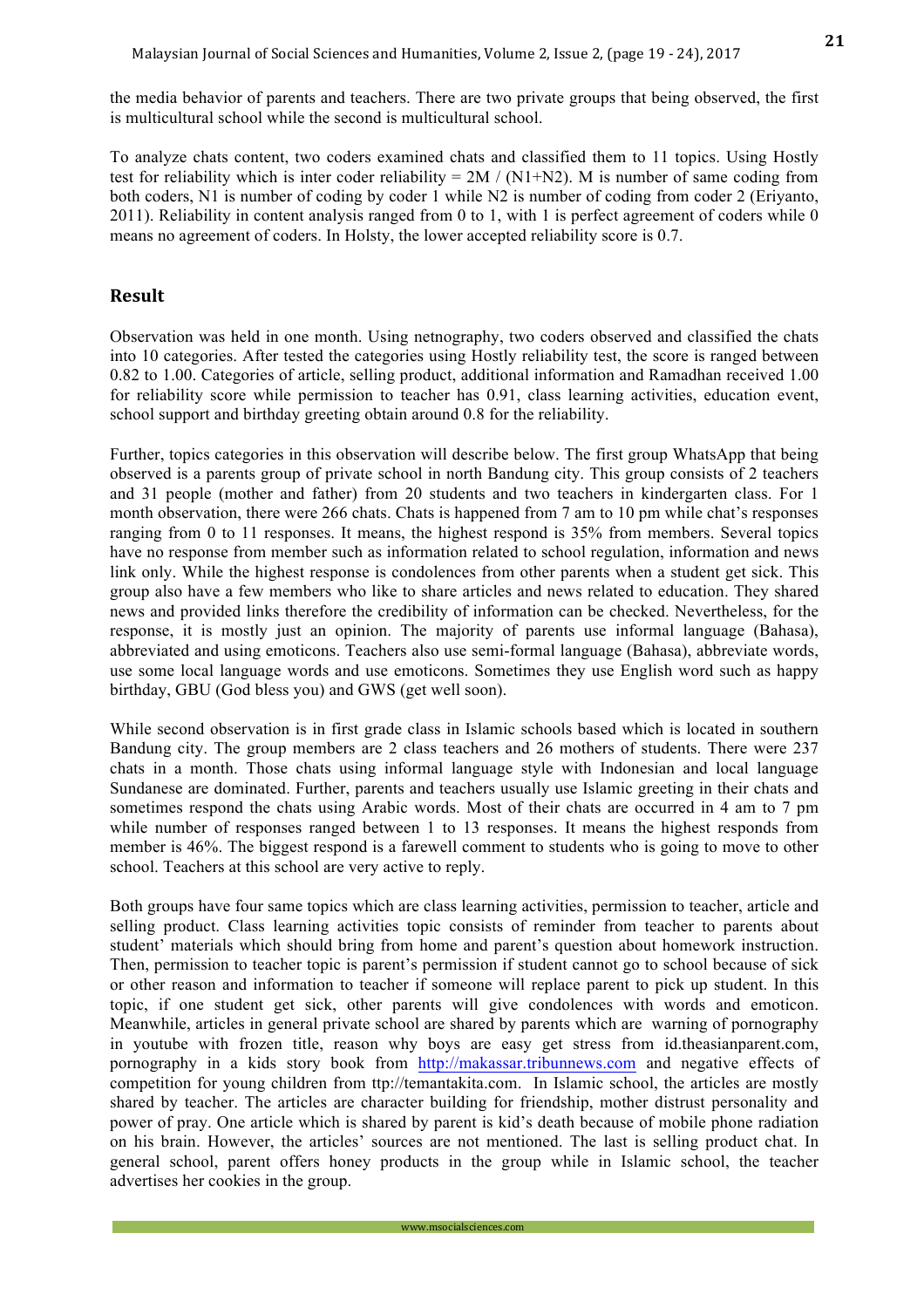the media behavior of parents and teachers. There are two private groups that being observed, the first is multicultural school while the second is multicultural school.

To analyze chats content, two coders examined chats and classified them to 11 topics. Using Hostly test for reliability which is inter coder reliability = $2M / (N1+N2)$. M is number of same coding from both coders, N1 is number of coding by coder 1 while N2 is number of coding from coder 2 (Eriyanto, 2011). Reliability in content analysis ranged from 0 to 1, with 1 is perfect agreement of coders while 0 means no agreement of coders. In Holsty, the lower accepted reliability score is 0.7.

## Result

Observation was held in one month. Using netnography, two coders observed and classified the chats into 10 categories. After tested the categories using Hostly reliability test, the score is ranged between 0.82 to 1.00. Categories of article, selling product, additional information and Ramadhan received 1.00 for reliability score while permission to teacher has 0.91, class learning activities, education event, school support and birthday greeting obtain around 0.8 for the reliability.

Further, topics categories in this observation will describe below. The first group WhatsApp that being observed is a parents group of private school in north Bandung city. This group consists of 2 teachers and 31 people (mother and father) from 20 students and two teachers in kindergarten class. For 1 month observation, there were 266 chats. Chats is happened from 7 am to 10 pm while chat's responses ranging from 0 to 11 responses. It means, the highest respond is 35% from members. Several topics have no response from member such as information related to school regulation, information and news link only. While the highest response is condolences from other parents when a student get sick. This group also have a few members who like to share articles and news related to education. They shared news and provided links therefore the credibility of information can be checked. Nevertheless, for the response, it is mostly just an opinion. The majority of parents use informal language (Bahasa), abbreviated and using emoticons. Teachers also use semi-formal language (Bahasa), abbreviate words, use some local language words and use emoticons. Sometimes they use English word such as happy birthday, GBU (God bless you) and GWS (get well soon).

While second observation is in first grade class in Islamic schools based which is located in southern Bandung city. The group members are 2 class teachers and 26 mothers of students. There were 237 chats in a month. Those chats using informal language style with Indonesian and local language Sundanese are dominated. Further, parents and teachers usually use Islamic greeting in their chats and sometimes respond the chats using Arabic words. Most of their chats are occurred in 4 am to 7 pm while number of responses ranged between 1 to 13 responses. It means the highest responds from member is 46%. The biggest respond is a farewell comment to students who is going to move to other school. Teachers at this school are very active to reply.

Both groups have four same topics which are class learning activities, permission to teacher, article and selling product. Class learning activities topic consists of reminder from teacher to parents about student' materials which should bring from home and parent's question about homework instruction. Then, permission to teacher topic is parent's permission if student cannot go to school because of sick or other reason and information to teacher if someone will replace parent to pick up student. In this topic, if one student get sick, other parents will give condolences with words and emoticon. Meanwhile, articles in general private school are shared by parents which are warning of pornography in youtube with frozen title, reason why boys are easy get stress from id.theasianparent.com, pornography in a kids story book from http://makassar.tribunnews.com and negative effects of competition for young children from ttp://temantakita.com. In Islamic school, the articles are mostly shared by teacher. The articles are character building for friendship, mother distrust personality and power of pray. One article which is shared by parent is kid's death because of mobile phone radiation on his brain. However, the articles' sources are not mentioned. The last is selling product chat. In general school, parent offers honey products in the group while in Islamic school, the teacher advertises her cookies in the group.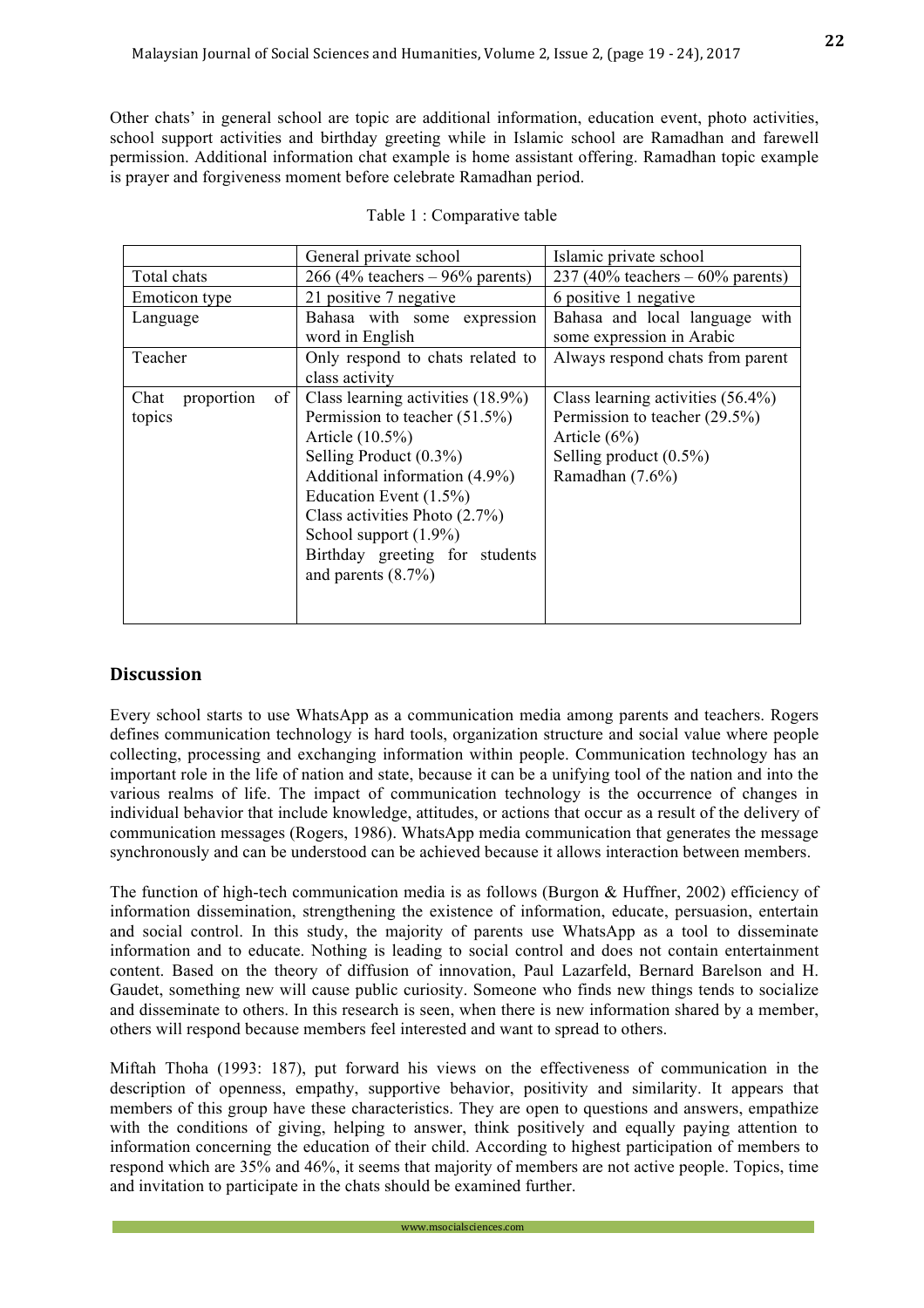Other chats' in general school are topic are additional information, education event, photo activities, school support activities and birthday greeting while in Islamic school are Ramadhan and farewell permission. Additional information chat example is home assistant offering. Ramadhan topic example is prayer and forgiveness moment before celebrate Ramadhan period.

Table 1 : Comparative table

| | General private school | Islamic private school |
|---|---|---|
| Total chats | 266 (4% teachers – 96% parents) | 237 (40% teachers – 60% parents) |
| Emoticon type | 21 positive 7 negative | 6 positive 1 negative |
| Language | Bahasa with some expression word in English | Bahasa and local language with some expression in Arabic |
| Teacher | Only respond to chats related to class activity | Always respond chats from parent |
| Chat proportion of topics | Class learning activities (18.9%)<br>Permission to teacher (51.5%)<br>Article (10.5%)<br>Selling Product (0.3%)<br>Additional information (4.9%)<br>Education Event (1.5%)<br>Class activities Photo (2.7%)<br>School support (1.9%)<br>Birthday greeting for students and parents (8.7%) | Class learning activities (56.4%)<br>Permission to teacher (29.5%)<br>Article (6%)<br>Selling product (0.5%)<br>Ramadhan (7.6%) |

## Discussion

Every school starts to use WhatsApp as a communication media among parents and teachers. Rogers defines communication technology is hard tools, organization structure and social value where people collecting, processing and exchanging information within people. Communication technology has an important role in the life of nation and state, because it can be a unifying tool of the nation and into the various realms of life. The impact of communication technology is the occurrence of changes in individual behavior that include knowledge, attitudes, or actions that occur as a result of the delivery of communication messages (Rogers, 1986). WhatsApp media communication that generates the message synchronously and can be understood can be achieved because it allows interaction between members.

The function of high-tech communication media is as follows (Burgon & Huffner, 2002) efficiency of information dissemination, strengthening the existence of information, educate, persuasion, entertain and social control. In this study, the majority of parents use WhatsApp as a tool to disseminate information and to educate. Nothing is leading to social control and does not contain entertainment content. Based on the theory of diffusion of innovation, Paul Lazarfeld, Bernard Barelson and H. Gaudet, something new will cause public curiosity. Someone who finds new things tends to socialize and disseminate to others. In this research is seen, when there is new information shared by a member, others will respond because members feel interested and want to spread to others.

Miftah Thoha (1993: 187), put forward his views on the effectiveness of communication in the description of openness, empathy, supportive behavior, positivity and similarity. It appears that members of this group have these characteristics. They are open to questions and answers, empathize with the conditions of giving, helping to answer, think positively and equally paying attention to information concerning the education of their child. According to highest participation of members to respond which are 35% and 46%, it seems that majority of members are not active people. Topics, time and invitation to participate in the chats should be examined further.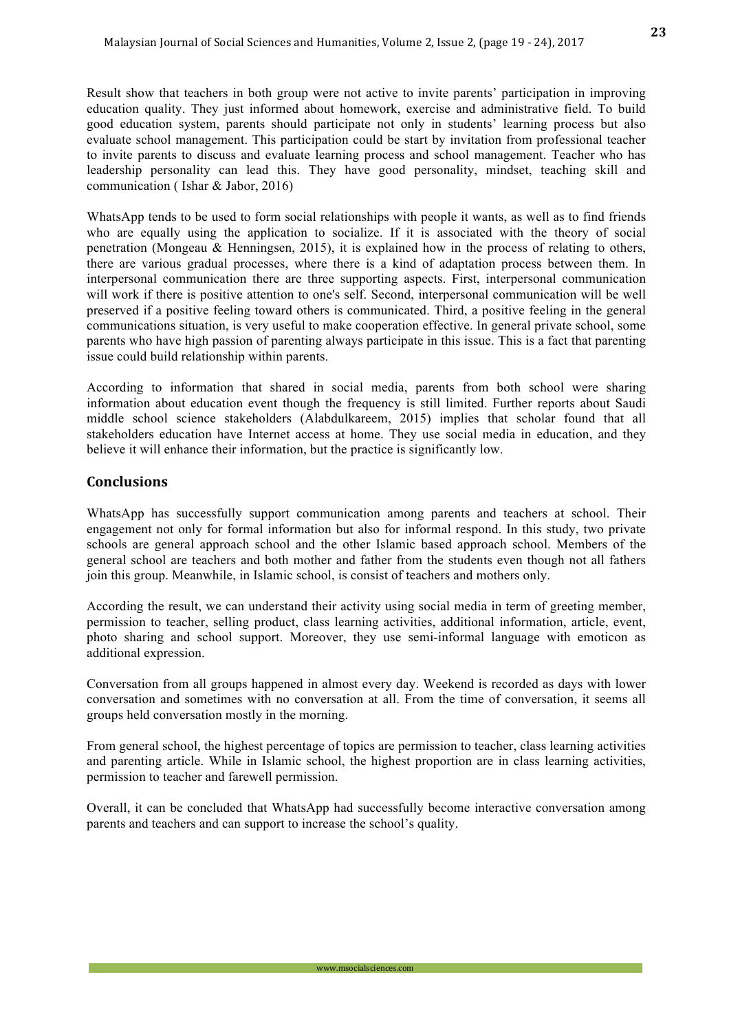Result show that teachers in both group were not active to invite parents' participation in improving education quality. They just informed about homework, exercise and administrative field. To build good education system, parents should participate not only in students' learning process but also evaluate school management. This participation could be start by invitation from professional teacher to invite parents to discuss and evaluate learning process and school management. Teacher who has leadership personality can lead this. They have good personality, mindset, teaching skill and communication ( Ishar & Jabor, 2016)

WhatsApp tends to be used to form social relationships with people it wants, as well as to find friends who are equally using the application to socialize. If it is associated with the theory of social penetration (Mongeau & Henningsen, 2015), it is explained how in the process of relating to others, there are various gradual processes, where there is a kind of adaptation process between them. In interpersonal communication there are three supporting aspects. First, interpersonal communication will work if there is positive attention to one's self. Second, interpersonal communication will be well preserved if a positive feeling toward others is communicated. Third, a positive feeling in the general communications situation, is very useful to make cooperation effective. In general private school, some parents who have high passion of parenting always participate in this issue. This is a fact that parenting issue could build relationship within parents.

According to information that shared in social media, parents from both school were sharing information about education event though the frequency is still limited. Further reports about Saudi middle school science stakeholders (Alabdulkareem, 2015) implies that scholar found that all stakeholders education have Internet access at home. They use social media in education, and they believe it will enhance their information, but the practice is significantly low.

## Conclusions

WhatsApp has successfully support communication among parents and teachers at school. Their engagement not only for formal information but also for informal respond. In this study, two private schools are general approach school and the other Islamic based approach school. Members of the general school are teachers and both mother and father from the students even though not all fathers join this group. Meanwhile, in Islamic school, is consist of teachers and mothers only.

According the result, we can understand their activity using social media in term of greeting member, permission to teacher, selling product, class learning activities, additional information, article, event, photo sharing and school support. Moreover, they use semi-informal language with emoticon as additional expression.

Conversation from all groups happened in almost every day. Weekend is recorded as days with lower conversation and sometimes with no conversation at all. From the time of conversation, it seems all groups held conversation mostly in the morning.

From general school, the highest percentage of topics are permission to teacher, class learning activities and parenting article. While in Islamic school, the highest proportion are in class learning activities, permission to teacher and farewell permission.

Overall, it can be concluded that WhatsApp had successfully become interactive conversation among parents and teachers and can support to increase the school's quality.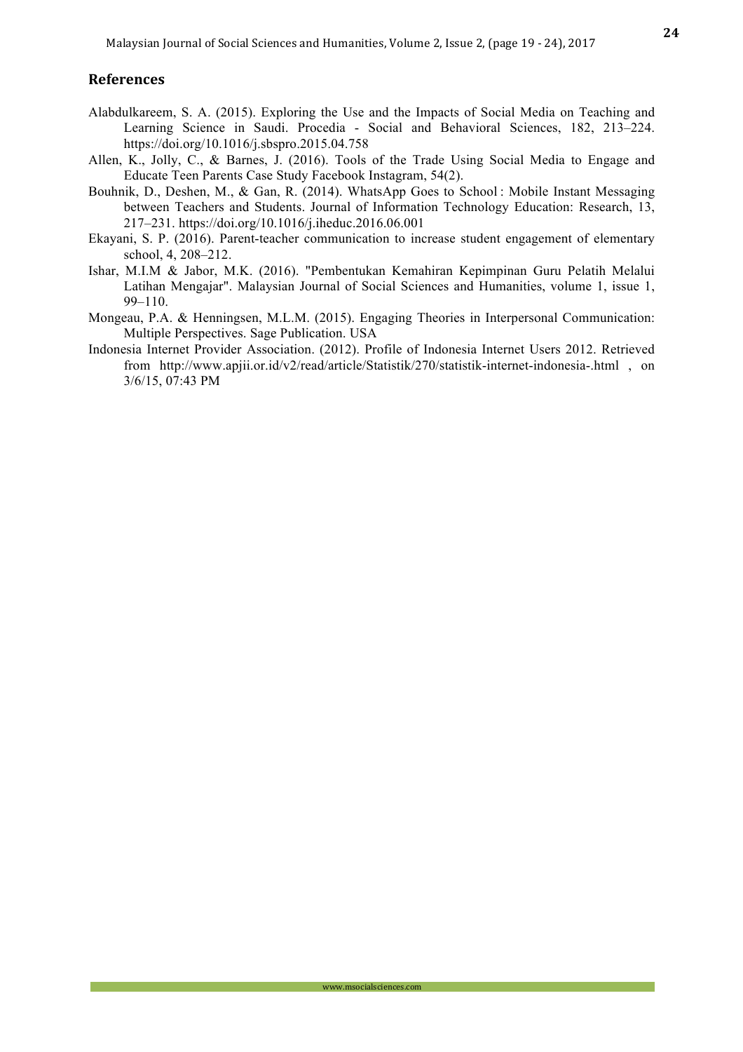## References

Alabdulkareem, S. A. (2015). Exploring the Use and the Impacts of Social Media on Teaching and Learning Science in Saudi. Procedia - Social and Behavioral Sciences, 182, 213–224. https://doi.org/10.1016/j.sbspro.2015.04.758

Allen, K., Jolly, C., & Barnes, J. (2016). Tools of the Trade Using Social Media to Engage and Educate Teen Parents Case Study Facebook Instagram, 54(2).

Bouhnik, D., Deshen, M., & Gan, R. (2014). WhatsApp Goes to School : Mobile Instant Messaging between Teachers and Students. Journal of Information Technology Education: Research, 13, 217–231. https://doi.org/10.1016/j.iheduc.2016.06.001

Ekayani, S. P. (2016). Parent-teacher communication to increase student engagement of elementary school, 4, 208–212.

Ishar, M.I.M & Jabor, M.K. (2016). "Pembentukan Kemahiran Kepimpinan Guru Pelatih Melalui Latihan Mengajar". Malaysian Journal of Social Sciences and Humanities, volume 1, issue 1, 99–110.

Mongeau, P.A. & Henningsen, M.L.M. (2015). Engaging Theories in Interpersonal Communication: Multiple Perspectives. Sage Publication. USA

Indonesia Internet Provider Association. (2012). Profile of Indonesia Internet Users 2012. Retrieved from http://www.apjii.or.id/v2/read/article/Statistik/270/statistik-internet-indonesia-.html , on 3/6/15, 07:43 PM